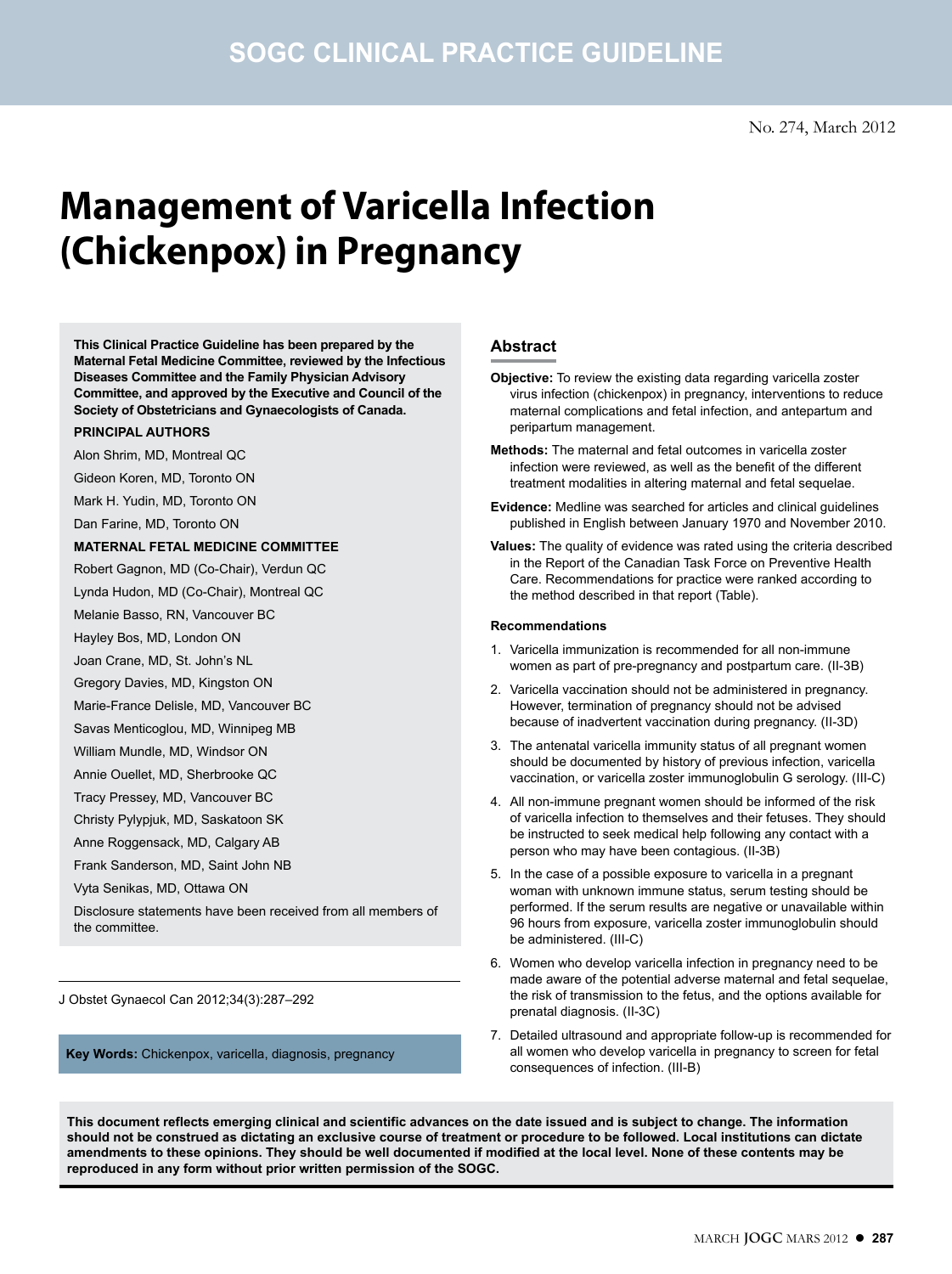SOGC CLINICAL PRACTICE GUIDELINE

No. 274, March 2012

# Management of Varicella Infection (Chickenpox) in Pregnancy

**This Clinical Practice Guideline has been prepared by the Maternal Fetal Medicine Committee, reviewed by the Infectious Diseases Committee and the Family Physician Advisory Committee, and approved by the Executive and Council of the Society of Obstetricians and Gynaecologists of Canada.**

**PRINCIPAL AUTHORS**

Alon Shrim, MD, Montreal QC

Gideon Koren, MD, Toronto ON

Mark H. Yudin, MD, Toronto ON

Dan Farine, MD, Toronto ON

**MATERNAL FETAL MEDICINE COMMITTEE**

Robert Gagnon, MD (Co-Chair), Verdun QC

Lynda Hudon, MD (Co-Chair), Montreal QC

Melanie Basso, RN, Vancouver BC

Hayley Bos, MD, London ON

Joan Crane, MD, St. John's NL

Gregory Davies, MD, Kingston ON

Marie-France Delisle, MD, Vancouver BC

Savas Menticoglou, MD, Winnipeg MB

William Mundle, MD, Windsor ON

Annie Ouellet, MD, Sherbrooke QC

Tracy Pressey, MD, Vancouver BC

Christy Pylypjuk, MD, Saskatoon SK

Anne Roggensack, MD, Calgary AB

Frank Sanderson, MD, Saint John NB

Vyta Senikas, MD, Ottawa ON

Disclosure statements have been received from all members of the committee.

J Obstet Gynaecol Can 2012;34(3):287–292

**Key Words:** Chickenpox, varicella, diagnosis, pregnancy

## Abstract

**Objective:** To review the existing data regarding varicella zoster virus infection (chickenpox) in pregnancy, interventions to reduce maternal complications and fetal infection, and antepartum and peripartum management.

**Methods:** The maternal and fetal outcomes in varicella zoster infection were reviewed, as well as the benefit of the different treatment modalities in altering maternal and fetal sequelae.

**Evidence:** Medline was searched for articles and clinical guidelines published in English between January 1970 and November 2010.

**Values:** The quality of evidence was rated using the criteria described in the Report of the Canadian Task Force on Preventive Health Care. Recommendations for practice were ranked according to the method described in that report (Table).

### Recommendations

1. Varicella immunization is recommended for all non-immune women as part of pre-pregnancy and postpartum care. (II-3B)
2. Varicella vaccination should not be administered in pregnancy. However, termination of pregnancy should not be advised because of inadvertent vaccination during pregnancy. (II-3D)
3. The antenatal varicella immunity status of all pregnant women should be documented by history of previous infection, varicella vaccination, or varicella zoster immunoglobulin G serology. (III-C)
4. All non-immune pregnant women should be informed of the risk of varicella infection to themselves and their fetuses. They should be instructed to seek medical help following any contact with a person who may have been contagious. (II-3B)
5. In the case of a possible exposure to varicella in a pregnant woman with unknown immune status, serum testing should be performed. If the serum results are negative or unavailable within 96 hours from exposure, varicella zoster immunoglobulin should be administered. (III-C)
6. Women who develop varicella infection in pregnancy need to be made aware of the potential adverse maternal and fetal sequelae, the risk of transmission to the fetus, and the options available for prenatal diagnosis. (II-3C)
7. Detailed ultrasound and appropriate follow-up is recommended for all women who develop varicella in pregnancy to screen for fetal consequences of infection. (III-B)

**This document reflects emerging clinical and scientific advances on the date issued and is subject to change. The information should not be construed as dictating an exclusive course of treatment or procedure to be followed. Local institutions can dictate amendments to these opinions. They should be well documented if modified at the local level. None of these contents may be reproduced in any form without prior written permission of the SOGC.**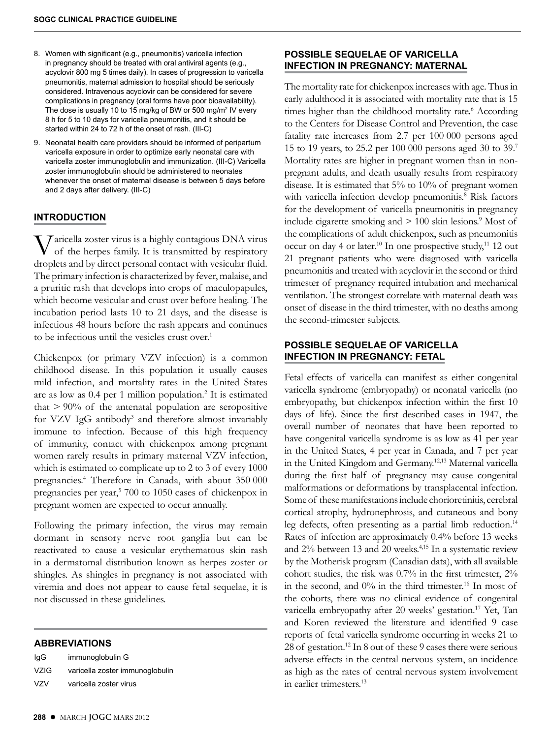8. Women with significant (e.g., pneumonitis) varicella infection in pregnancy should be treated with oral antiviral agents (e.g., acyclovir 800 mg 5 times daily). In cases of progression to varicella pneumonitis, maternal admission to hospital should be seriously considered. Intravenous acyclovir can be considered for severe complications in pregnancy (oral forms have poor bioavailability). The dose is usually 10 to 15 mg/kg of BW or 500 mg/m² IV every 8 h for 5 to 10 days for varicella pneumonitis, and it should be started within 24 to 72 h of the onset of rash. (III-C)
9. Neonatal health care providers should be informed of peripartum varicella exposure in order to optimize early neonatal care with varicella zoster immunoglobulin and immunization. (III-C) Varicella zoster immunoglobulin should be administered to neonates whenever the onset of maternal disease is between 5 days before and 2 days after delivery. (III-C)

## INTRODUCTION

Varicella zoster virus is a highly contagious DNA virus of the herpes family. It is transmitted by respiratory droplets and by direct personal contact with vesicular fluid. The primary infection is characterized by fever, malaise, and a pruritic rash that develops into crops of maculopapules, which become vesicular and crust over before healing. The incubation period lasts 10 to 21 days, and the disease is infectious 48 hours before the rash appears and continues to be infectious until the vesicles crust over.[1]

Chickenpox (or primary VZV infection) is a common childhood disease. In this population it usually causes mild infection, and mortality rates in the United States are as low as 0.4 per 1 million population.[2] It is estimated that > 90% of the antenatal population are seropositive for VZV IgG antibody[3] and therefore almost invariably immune to infection. Because of this high frequency of immunity, contact with chickenpox among pregnant women rarely results in primary maternal VZV infection, which is estimated to complicate up to 2 to 3 of every 1000 pregnancies.[4] Therefore in Canada, with about 350 000 pregnancies per year,[5] 700 to 1050 cases of chickenpox in pregnant women are expected to occur annually.

Following the primary infection, the virus may remain dormant in sensory nerve root ganglia but can be reactivated to cause a vesicular erythematous skin rash in a dermatomal distribution known as herpes zoster or shingles. As shingles in pregnancy is not associated with viremia and does not appear to cause fetal sequelae, it is not discussed in these guidelines.

### ABBREVIATIONS

| | |
|---|---|
| IgG | immunoglobulin G |
| VZIG | varicella zoster immunoglobulin |
| VZV | varicella zoster virus |

## POSSIBLE SEQUELAE OF VARICELLA INFECTION IN PREGNANCY: MATERNAL

The mortality rate for chickenpox increases with age. Thus in early adulthood it is associated with mortality rate that is 15 times higher than the childhood mortality rate.[6] According to the Centers for Disease Control and Prevention, the case fatality rate increases from 2.7 per 100 000 persons aged 15 to 19 years, to 25.2 per 100 000 persons aged 30 to 39.[7] Mortality rates are higher in pregnant women than in non-pregnant adults, and death usually results from respiratory disease. It is estimated that 5% to 10% of pregnant women with varicella infection develop pneumonitis.[8] Risk factors for the development of varicella pneumonitis in pregnancy include cigarette smoking and > 100 skin lesions.[9] Most of the complications of adult chickenpox, such as pneumonitis occur on day 4 or later.[10] In one prospective study,[11] 12 out 21 pregnant patients who were diagnosed with varicella pneumonitis and treated with acyclovir in the second or third trimester of pregnancy required intubation and mechanical ventilation. The strongest correlate with maternal death was onset of disease in the third trimester, with no deaths among the second-trimester subjects.

## POSSIBLE SEQUELAE OF VARICELLA INFECTION IN PREGNANCY: FETAL

Fetal effects of varicella can manifest as either congenital varicella syndrome (embryopathy) or neonatal varicella (no embryopathy, but chickenpox infection within the first 10 days of life). Since the first described cases in 1947, the overall number of neonates that have been reported to have congenital varicella syndrome is as low as 41 per year in the United States, 4 per year in Canada, and 7 per year in the United Kingdom and Germany.[12,13] Maternal varicella during the first half of pregnancy may cause congenital malformations or deformations by transplacental infection. Some of these manifestations include chorioretinitis, cerebral cortical atrophy, hydronephrosis, and cutaneous and bony leg defects, often presenting as a partial limb reduction.[14] Rates of infection are approximately 0.4% before 13 weeks and 2% between 13 and 20 weeks.[4,15] In a systematic review by the Motherisk program (Canadian data), with all available cohort studies, the risk was 0.7% in the first trimester, 2% in the second, and 0% in the third trimester.[16] In most of the cohorts, there was no clinical evidence of congenital varicella embryopathy after 20 weeks' gestation.[17] Yet, Tan and Koren reviewed the literature and identified 9 case reports of fetal varicella syndrome occurring in weeks 21 to 28 of gestation.[12] In 8 out of these 9 cases there were serious adverse effects in the central nervous system, an incidence as high as the rates of central nervous system involvement in earlier trimesters.[13]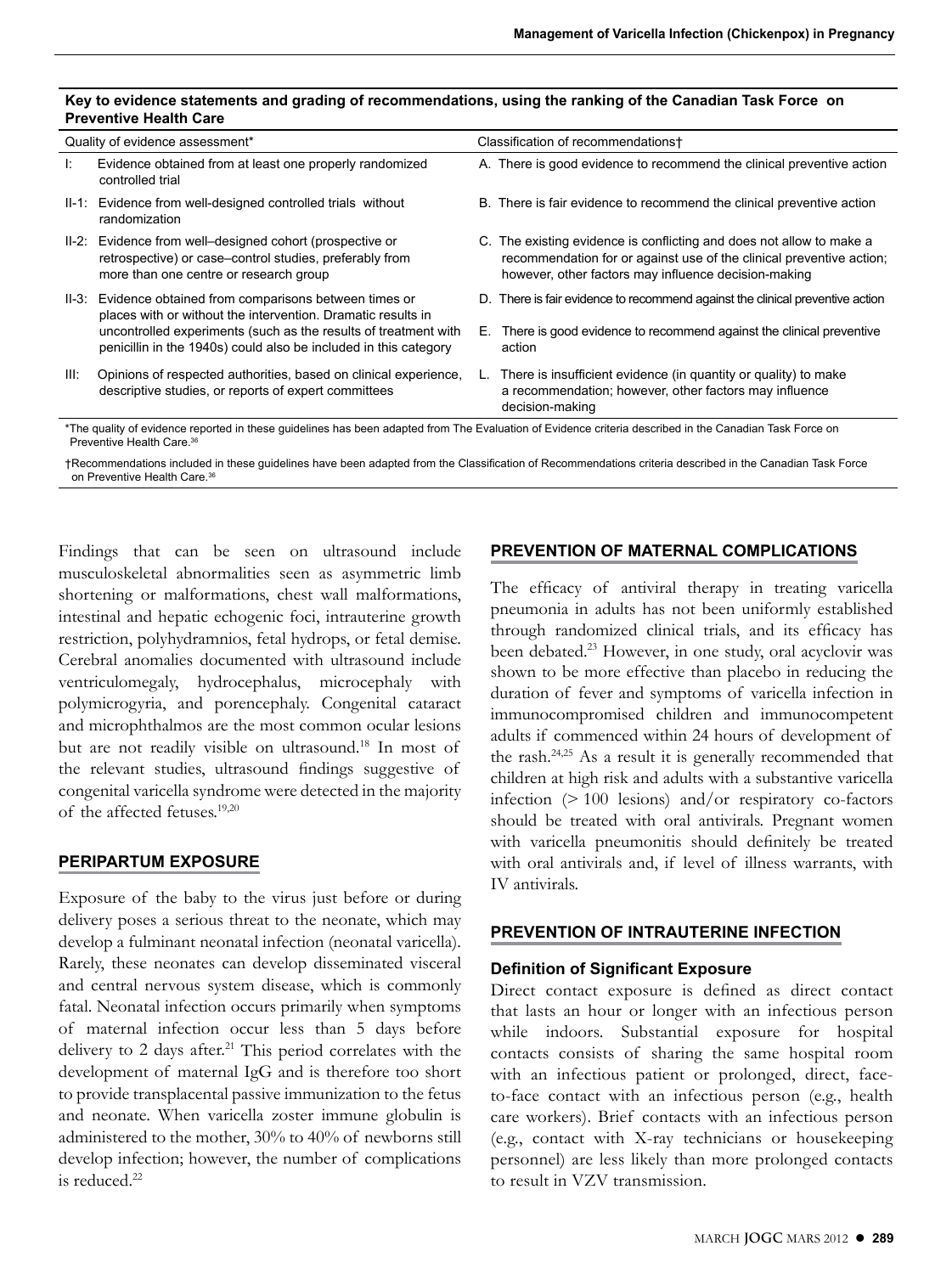**Key to evidence statements and grading of recommendations, using the ranking of the Canadian Task Force on Preventive Health Care**

| Quality of evidence assessment* | Classification of recommendations† |
|---|---|
| I: Evidence obtained from at least one properly randomized controlled trial | A. There is good evidence to recommend the clinical preventive action |
| II-1: Evidence from well-designed controlled trials without randomization | B. There is fair evidence to recommend the clinical preventive action |
| II-2: Evidence from well–designed cohort (prospective or retrospective) or case–control studies, preferably from more than one centre or research group | C. The existing evidence is conflicting and does not allow to make a recommendation for or against use of the clinical preventive action; however, other factors may influence decision-making |
| II-3: Evidence obtained from comparisons between times or places with or without the intervention. Dramatic results in uncontrolled experiments (such as the results of treatment with penicillin in the 1940s) could also be included in this category | D. There is fair evidence to recommend against the clinical preventive action<br>E. There is good evidence to recommend against the clinical preventive action |
| III: Opinions of respected authorities, based on clinical experience, descriptive studies, or reports of expert committees | L. There is insufficient evidence (in quantity or quality) to make a recommendation; however, other factors may influence decision-making |

*The quality of evidence reported in these guidelines has been adapted from The Evaluation of Evidence criteria described in the Canadian Task Force on Preventive Health Care.[36]

†Recommendations included in these guidelines have been adapted from the Classification of Recommendations criteria described in the Canadian Task Force on Preventive Health Care.[36]

Findings that can be seen on ultrasound include musculoskeletal abnormalities seen as asymmetric limb shortening or malformations, chest wall malformations, intestinal and hepatic echogenic foci, intrauterine growth restriction, polyhydramnios, fetal hydrops, or fetal demise. Cerebral anomalies documented with ultrasound include ventriculomegaly, hydrocephalus, microcephaly with polymicrogyria, and porencephaly. Congenital cataract and microphthalmos are the most common ocular lesions but are not readily visible on ultrasound.[18] In most of the relevant studies, ultrasound findings suggestive of congenital varicella syndrome were detected in the majority of the affected fetuses.[19,20]

## PERIPARTUM EXPOSURE

Exposure of the baby to the virus just before or during delivery poses a serious threat to the neonate, which may develop a fulminant neonatal infection (neonatal varicella). Rarely, these neonates can develop disseminated visceral and central nervous system disease, which is commonly fatal. Neonatal infection occurs primarily when symptoms of maternal infection occur less than 5 days before delivery to 2 days after.[21] This period correlates with the development of maternal IgG and is therefore too short to provide transplacental passive immunization to the fetus and neonate. When varicella zoster immune globulin is administered to the mother, 30% to 40% of newborns still develop infection; however, the number of complications is reduced.[22]

## PREVENTION OF MATERNAL COMPLICATIONS

The efficacy of antiviral therapy in treating varicella pneumonia in adults has not been uniformly established through randomized clinical trials, and its efficacy has been debated.[23] However, in one study, oral acyclovir was shown to be more effective than placebo in reducing the duration of fever and symptoms of varicella infection in immunocompromised children and immunocompetent adults if commenced within 24 hours of development of the rash.[24,25] As a result it is generally recommended that children at high risk and adults with a substantive varicella infection (> 100 lesions) and/or respiratory co-factors should be treated with oral antivirals. Pregnant women with varicella pneumonitis should definitely be treated with oral antivirals and, if level of illness warrants, with IV antivirals.

## PREVENTION OF INTRAUTERINE INFECTION

### Definition of Significant Exposure

Direct contact exposure is defined as direct contact that lasts an hour or longer with an infectious person while indoors. Substantial exposure for hospital contacts consists of sharing the same hospital room with an infectious patient or prolonged, direct, face-to-face contact with an infectious person (e.g., health care workers). Brief contacts with an infectious person (e.g., contact with X-ray technicians or housekeeping personnel) are less likely than more prolonged contacts to result in VZV transmission.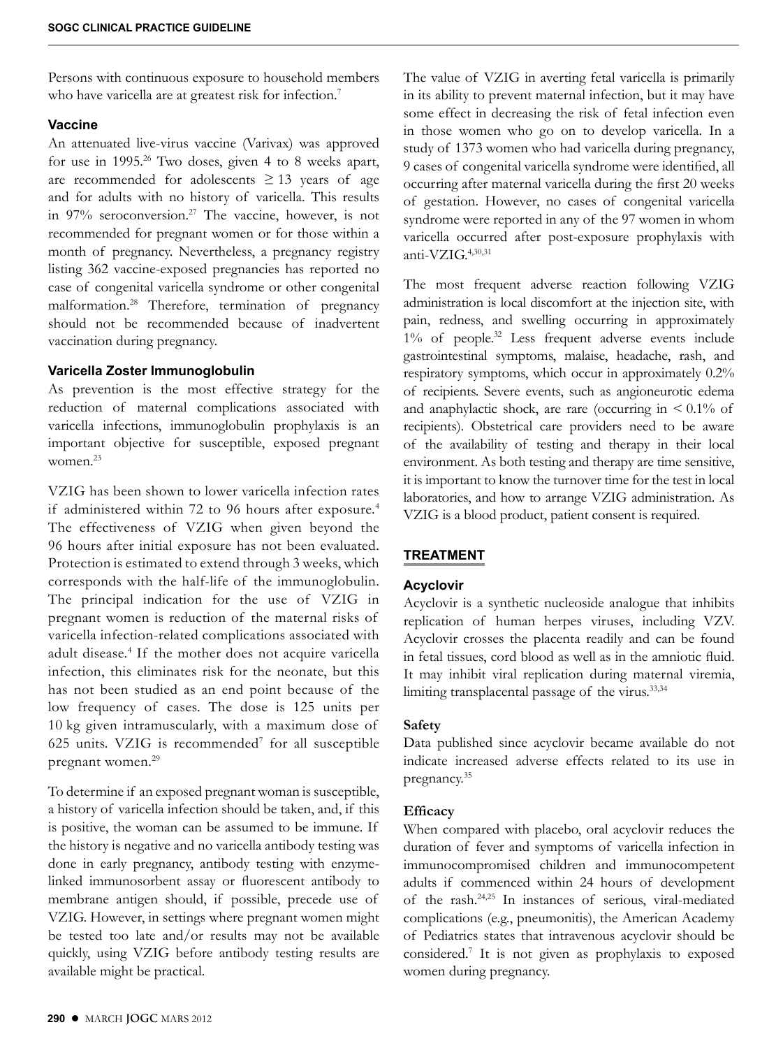Persons with continuous exposure to household members who have varicella are at greatest risk for infection.[7]

### Vaccine

An attenuated live-virus vaccine (Varivax) was approved for use in 1995.[26] Two doses, given 4 to 8 weeks apart, are recommended for adolescents ≥ 13 years of age and for adults with no history of varicella. This results in 97% seroconversion.[27] The vaccine, however, is not recommended for pregnant women or for those within a month of pregnancy. Nevertheless, a pregnancy registry listing 362 vaccine-exposed pregnancies has reported no case of congenital varicella syndrome or other congenital malformation.[28] Therefore, termination of pregnancy should not be recommended because of inadvertent vaccination during pregnancy.

### Varicella Zoster Immunoglobulin

As prevention is the most effective strategy for the reduction of maternal complications associated with varicella infections, immunoglobulin prophylaxis is an important objective for susceptible, exposed pregnant women.[23]

VZIG has been shown to lower varicella infection rates if administered within 72 to 96 hours after exposure.[4] The effectiveness of VZIG when given beyond the 96 hours after initial exposure has not been evaluated. Protection is estimated to extend through 3 weeks, which corresponds with the half-life of the immunoglobulin. The principal indication for the use of VZIG in pregnant women is reduction of the maternal risks of varicella infection-related complications associated with adult disease.[4] If the mother does not acquire varicella infection, this eliminates risk for the neonate, but this has not been studied as an end point because of the low frequency of cases. The dose is 125 units per 10 kg given intramuscularly, with a maximum dose of 625 units. VZIG is recommended[7] for all susceptible pregnant women.[29]

To determine if an exposed pregnant woman is susceptible, a history of varicella infection should be taken, and, if this is positive, the woman can be assumed to be immune. If the history is negative and no varicella antibody testing was done in early pregnancy, antibody testing with enzyme-linked immunosorbent assay or fluorescent antibody to membrane antigen should, if possible, precede use of VZIG. However, in settings where pregnant women might be tested too late and/or results may not be available quickly, using VZIG before antibody testing results are available might be practical.

The value of VZIG in averting fetal varicella is primarily in its ability to prevent maternal infection, but it may have some effect in decreasing the risk of fetal infection even in those women who go on to develop varicella. In a study of 1373 women who had varicella during pregnancy, 9 cases of congenital varicella syndrome were identified, all occurring after maternal varicella during the first 20 weeks of gestation. However, no cases of congenital varicella syndrome were reported in any of the 97 women in whom varicella occurred after post-exposure prophylaxis with anti-VZIG.[4,30,31]

The most frequent adverse reaction following VZIG administration is local discomfort at the injection site, with pain, redness, and swelling occurring in approximately 1% of people.[32] Less frequent adverse events include gastrointestinal symptoms, malaise, headache, rash, and respiratory symptoms, which occur in approximately 0.2% of recipients. Severe events, such as angioneurotic edema and anaphylactic shock, are rare (occurring in < 0.1% of recipients). Obstetrical care providers need to be aware of the availability of testing and therapy in their local environment. As both testing and therapy are time sensitive, it is important to know the turnover time for the test in local laboratories, and how to arrange VZIG administration. As VZIG is a blood product, patient consent is required.

## TREATMENT

### Acyclovir

Acyclovir is a synthetic nucleoside analogue that inhibits replication of human herpes viruses, including VZV. Acyclovir crosses the placenta readily and can be found in fetal tissues, cord blood as well as in the amniotic fluid. It may inhibit viral replication during maternal viremia, limiting transplacental passage of the virus.[33,34]

### Safety

Data published since acyclovir became available do not indicate increased adverse effects related to its use in pregnancy.[35]

### Efficacy

When compared with placebo, oral acyclovir reduces the duration of fever and symptoms of varicella infection in immunocompromised children and immunocompetent adults if commenced within 24 hours of development of the rash.[24,25] In instances of serious, viral-mediated complications (e.g., pneumonitis), the American Academy of Pediatrics states that intravenous acyclovir should be considered.[7] It is not given as prophylaxis to exposed women during pregnancy.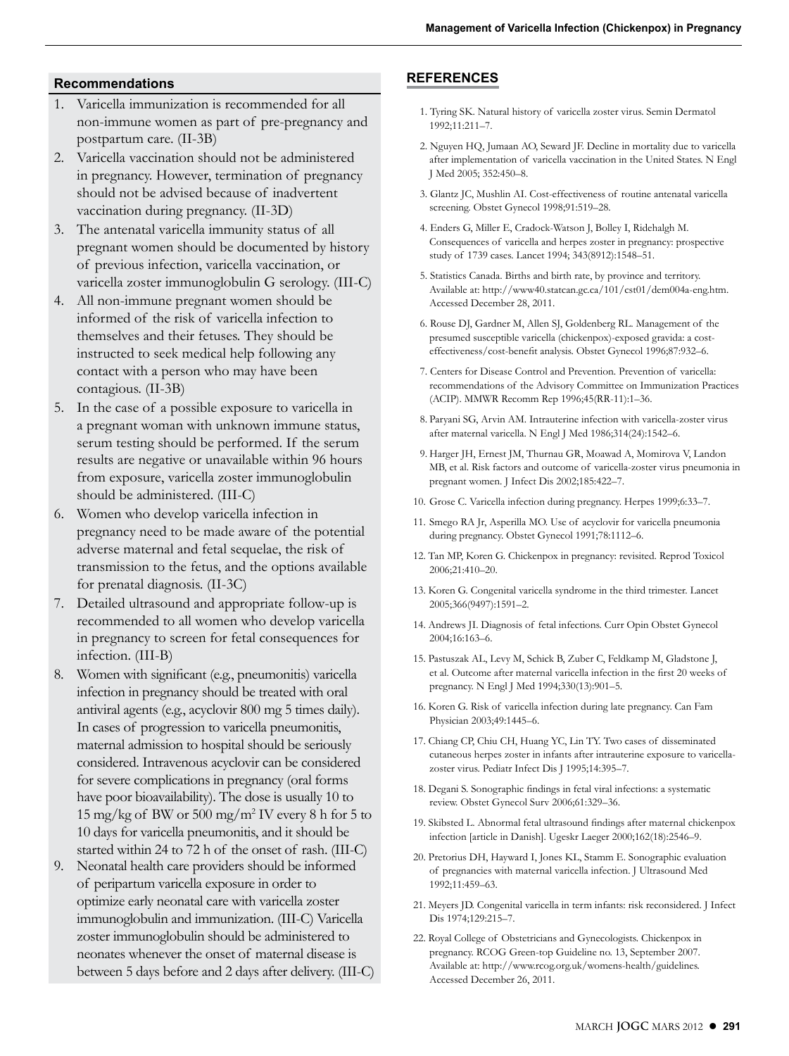## Recommendations

1. Varicella immunization is recommended for all non-immune women as part of pre-pregnancy and postpartum care. (II-3B)
2. Varicella vaccination should not be administered in pregnancy. However, termination of pregnancy should not be advised because of inadvertent vaccination during pregnancy. (II-3D)
3. The antenatal varicella immunity status of all pregnant women should be documented by history of previous infection, varicella vaccination, or varicella zoster immunoglobulin G serology. (III-C)
4. All non-immune pregnant women should be informed of the risk of varicella infection to themselves and their fetuses. They should be instructed to seek medical help following any contact with a person who may have been contagious. (II-3B)
5. In the case of a possible exposure to varicella in a pregnant woman with unknown immune status, serum testing should be performed. If the serum results are negative or unavailable within 96 hours from exposure, varicella zoster immunoglobulin should be administered. (III-C)
6. Women who develop varicella infection in pregnancy need to be made aware of the potential adverse maternal and fetal sequelae, the risk of transmission to the fetus, and the options available for prenatal diagnosis. (II-3C)
7. Detailed ultrasound and appropriate follow-up is recommended to all women who develop varicella in pregnancy to screen for fetal consequences for infection. (III-B)
8. Women with significant (e.g., pneumonitis) varicella infection in pregnancy should be treated with oral antiviral agents (e.g., acyclovir 800 mg 5 times daily). In cases of progression to varicella pneumonitis, maternal admission to hospital should be seriously considered. Intravenous acyclovir can be considered for severe complications in pregnancy (oral forms have poor bioavailability). The dose is usually 10 to 15 mg/kg of BW or 500 mg/$m^2$ IV every 8 h for 5 to 10 days for varicella pneumonitis, and it should be started within 24 to 72 h of the onset of rash. (III-C)
9. Neonatal health care providers should be informed of peripartum varicella exposure in order to optimize early neonatal care with varicella zoster immunoglobulin and immunization. (III-C) Varicella zoster immunoglobulin should be administered to neonates whenever the onset of maternal disease is between 5 days before and 2 days after delivery. (III-C)

## REFERENCES

1. Tyring SK. Natural history of varicella zoster virus. Semin Dermatol 1992;11:211–7.
2. Nguyen HQ, Jumaan AO, Seward JF. Decline in mortality due to varicella after implementation of varicella vaccination in the United States. N Engl J Med 2005; 352:450–8.
3. Glantz JC, Mushlin AI. Cost-effectiveness of routine antenatal varicella screening. Obstet Gynecol 1998;91:519–28.
4. Enders G, Miller E, Cradock-Watson J, Bolley I, Ridehalgh M. Consequences of varicella and herpes zoster in pregnancy: prospective study of 1739 cases. Lancet 1994; 343(8912):1548–51.
5. Statistics Canada. Births and birth rate, by province and territory. Available at: http://www40.statcan.gc.ca/101/cst01/dem004a-eng.htm. Accessed December 28, 2011.
6. Rouse DJ, Gardner M, Allen SJ, Goldenberg RL. Management of the presumed susceptible varicella (chickenpox)-exposed gravida: a cost-effectiveness/cost-benefit analysis. Obstet Gynecol 1996;87:932–6.
7. Centers for Disease Control and Prevention. Prevention of varicella: recommendations of the Advisory Committee on Immunization Practices (ACIP). MMWR Recomm Rep 1996;45(RR-11):1–36.
8. Paryani SG, Arvin AM. Intrauterine infection with varicella-zoster virus after maternal varicella. N Engl J Med 1986;314(24):1542–6.
9. Harger JH, Ernest JM, Thurnau GR, Moawad A, Momirova V, Landon MB, et al. Risk factors and outcome of varicella-zoster virus pneumonia in pregnant women. J Infect Dis 2002;185:422–7.
10. Grose C. Varicella infection during pregnancy. Herpes 1999;6:33–7.
11. Smego RA Jr, Asperilla MO. Use of acyclovir for varicella pneumonia during pregnancy. Obstet Gynecol 1991;78:1112–6.
12. Tan MP, Koren G. Chickenpox in pregnancy: revisited. Reprod Toxicol 2006;21:410–20.
13. Koren G. Congenital varicella syndrome in the third trimester. Lancet 2005;366(9497):1591–2.
14. Andrews JI. Diagnosis of fetal infections. Curr Opin Obstet Gynecol 2004;16:163–6.
15. Pastuszak AL, Levy M, Schick B, Zuber C, Feldkamp M, Gladstone J, et al. Outcome after maternal varicella infection in the first 20 weeks of pregnancy. N Engl J Med 1994;330(13):901–5.
16. Koren G. Risk of varicella infection during late pregnancy. Can Fam Physician 2003;49:1445–6.
17. Chiang CP, Chiu CH, Huang YC, Lin TY. Two cases of disseminated cutaneous herpes zoster in infants after intrauterine exposure to varicella-zoster virus. Pediatr Infect Dis J 1995;14:395–7.
18. Degani S. Sonographic findings in fetal viral infections: a systematic review. Obstet Gynecol Surv 2006;61:329–36.
19. Skibsted L. Abnormal fetal ultrasound findings after maternal chickenpox infection [article in Danish]. Ugeskr Laeger 2000;162(18):2546–9.
20. Pretorius DH, Hayward I, Jones KL, Stamm E. Sonographic evaluation of pregnancies with maternal varicella infection. J Ultrasound Med 1992;11:459–63.
21. Meyers JD. Congenital varicella in term infants: risk reconsidered. J Infect Dis 1974;129:215–7.
22. Royal College of Obstetricians and Gynecologists. Chickenpox in pregnancy. RCOG Green-top Guideline no. 13, September 2007. Available at: http://www.rcog.org.uk/womens-health/guidelines. Accessed December 26, 2011.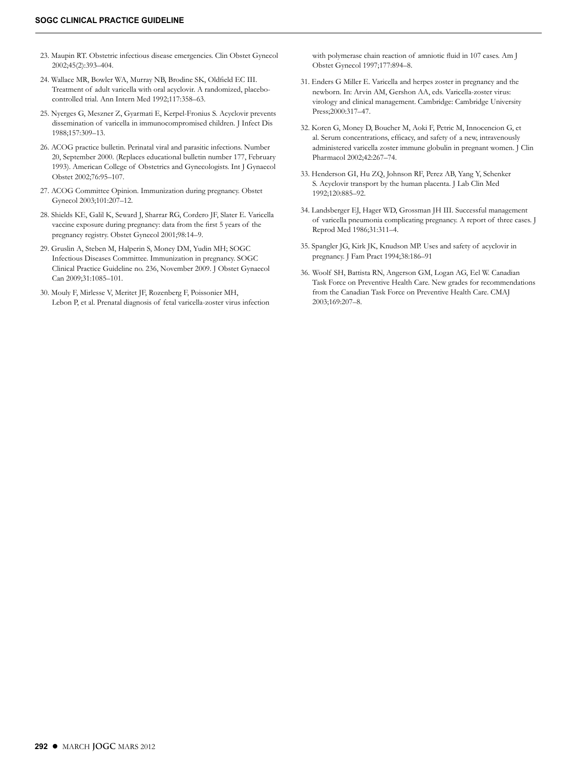23. Maupin RT. Obstetric infectious disease emergencies. Clin Obstet Gynecol 2002;45(2):393–404.

24. Wallace MR, Bowler WA, Murray NB, Brodine SK, Oldfield EC III. Treatment of adult varicella with oral acyclovir. A randomized, placebo-controlled trial. Ann Intern Med 1992;117:358–63.

25. Nyerges G, Meszner Z, Gyarmati E, Kerpel-Fronius S. Acyclovir prevents dissemination of varicella in immunocompromised children. J Infect Dis 1988;157:309–13.

26. ACOG practice bulletin. Perinatal viral and parasitic infections. Number 20, September 2000. (Replaces educational bulletin number 177, February 1993). American College of Obstetrics and Gynecologists. Int J Gynaecol Obstet 2002;76:95–107.

27. ACOG Committee Opinion. Immunization during pregnancy. Obstet Gynecol 2003;101:207–12.

28. Shields KE, Galil K, Seward J, Sharrar RG, Cordero JF, Slater E. Varicella vaccine exposure during pregnancy: data from the first 5 years of the pregnancy registry. Obstet Gynecol 2001;98:14–9.

29. Gruslin A, Steben M, Halperin S, Money DM, Yudin MH; SOGC Infectious Diseases Committee. Immunization in pregnancy. SOGC Clinical Practice Guideline no. 236, November 2009. J Obstet Gynaecol Can 2009;31:1085–101.

30. Mouly F, Mirlesse V, Meritet JF, Rozenberg F, Poissonier MH, Lebon P, et al. Prenatal diagnosis of fetal varicella-zoster virus infection with polymerase chain reaction of amniotic fluid in 107 cases. Am J Obstet Gynecol 1997;177:894–8.

31. Enders G Miller E. Varicella and herpes zoster in pregnancy and the newborn. In: Arvin AM, Gershon AA, eds. Varicella-zoster virus: virology and clinical management. Cambridge: Cambridge University Press;2000:317–47.

32. Koren G, Money D, Boucher M, Aoki F, Petric M, Innocencion G, et al. Serum concentrations, efficacy, and safety of a new, intravenously administered varicella zoster immune globulin in pregnant women. J Clin Pharmacol 2002;42:267–74.

33. Henderson GI, Hu ZQ, Johnson RF, Perez AB, Yang Y, Schenker S. Acyclovir transport by the human placenta. J Lab Clin Med 1992;120:885–92.

34. Landsberger EJ, Hager WD, Grossman JH III. Successful management of varicella pneumonia complicating pregnancy. A report of three cases. J Reprod Med 1986;31:311–4.

35. Spangler JG, Kirk JK, Knudson MP. Uses and safety of acyclovir in pregnancy. J Fam Pract 1994;38:186–91

36. Woolf SH, Battista RN, Angerson GM, Logan AG, Eel W. Canadian Task Force on Preventive Health Care. New grades for recommendations from the Canadian Task Force on Preventive Health Care. CMAJ 2003;169:207–8.